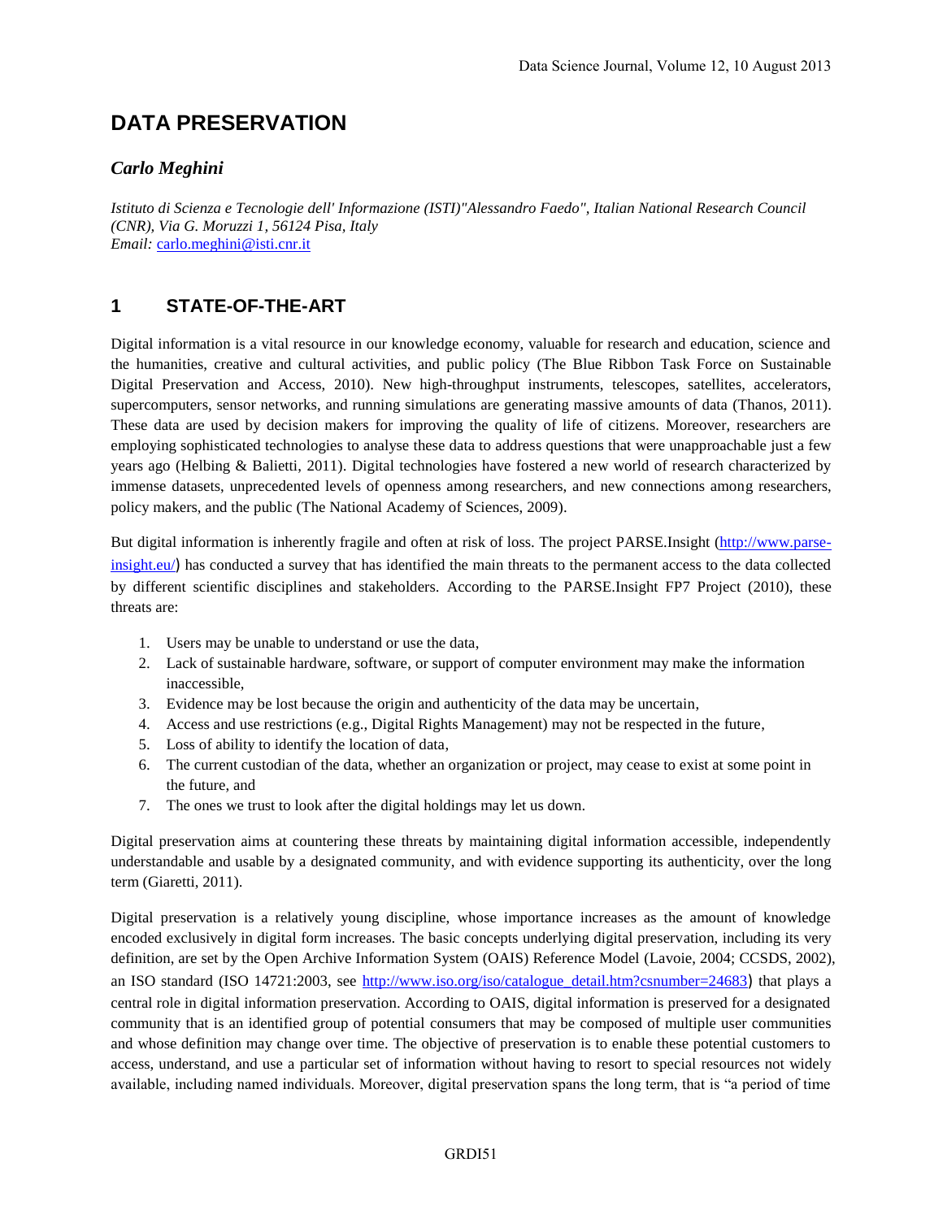# DATA PRESERVATION

***Carlo Meghini***

*Istituto di Scienza e Tecnologie dell' Informazione (ISTI)"Alessandro Faedo", Italian National Research Council (CNR), Via G. Moruzzi 1, 56124 Pisa, Italy*
*Email:* carlo.meghini@isti.cnr.it

## 1 STATE-OF-THE-ART

Digital information is a vital resource in our knowledge economy, valuable for research and education, science and the humanities, creative and cultural activities, and public policy (The Blue Ribbon Task Force on Sustainable Digital Preservation and Access, 2010). New high-throughput instruments, telescopes, satellites, accelerators, supercomputers, sensor networks, and running simulations are generating massive amounts of data (Thanos, 2011). These data are used by decision makers for improving the quality of life of citizens. Moreover, researchers are employing sophisticated technologies to analyse these data to address questions that were unapproachable just a few years ago (Helbing & Balietti, 2011). Digital technologies have fostered a new world of research characterized by immense datasets, unprecedented levels of openness among researchers, and new connections among researchers, policy makers, and the public (The National Academy of Sciences, 2009).

But digital information is inherently fragile and often at risk of loss. The project PARSE.Insight (http://www.parse-insight.eu/) has conducted a survey that has identified the main threats to the permanent access to the data collected by different scientific disciplines and stakeholders. According to the PARSE.Insight FP7 Project (2010), these threats are:

1. Users may be unable to understand or use the data,
2. Lack of sustainable hardware, software, or support of computer environment may make the information inaccessible,
3. Evidence may be lost because the origin and authenticity of the data may be uncertain,
4. Access and use restrictions (e.g., Digital Rights Management) may not be respected in the future,
5. Loss of ability to identify the location of data,
6. The current custodian of the data, whether an organization or project, may cease to exist at some point in the future, and
7. The ones we trust to look after the digital holdings may let us down.

Digital preservation aims at countering these threats by maintaining digital information accessible, independently understandable and usable by a designated community, and with evidence supporting its authenticity, over the long term (Giaretti, 2011).

Digital preservation is a relatively young discipline, whose importance increases as the amount of knowledge encoded exclusively in digital form increases. The basic concepts underlying digital preservation, including its very definition, are set by the Open Archive Information System (OAIS) Reference Model (Lavoie, 2004; CCSDS, 2002), an ISO standard (ISO 14721:2003, see http://www.iso.org/iso/catalogue_detail.htm?csnumber=24683) that plays a central role in digital information preservation. According to OAIS, digital information is preserved for a designated community that is an identified group of potential consumers that may be composed of multiple user communities and whose definition may change over time. The objective of preservation is to enable these potential customers to access, understand, and use a particular set of information without having to resort to special resources not widely available, including named individuals. Moreover, digital preservation spans the long term, that is "a period of time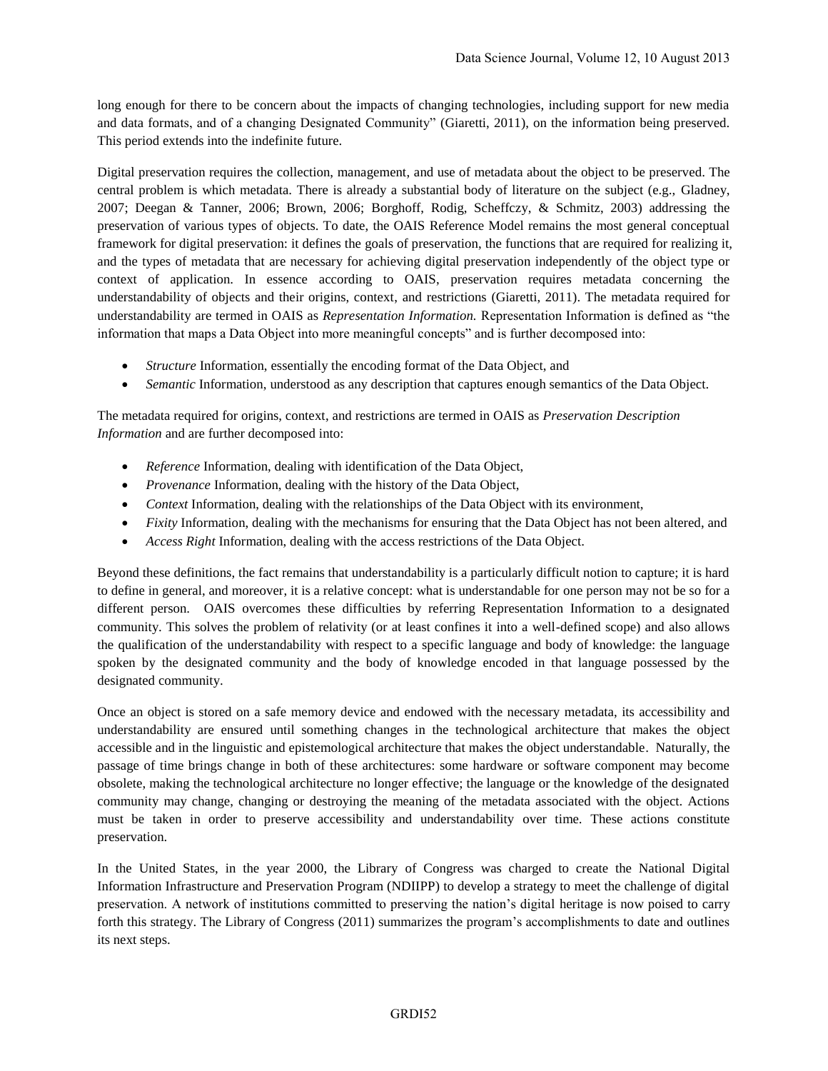long enough for there to be concern about the impacts of changing technologies, including support for new media and data formats, and of a changing Designated Community" (Giaretti, 2011), on the information being preserved. This period extends into the indefinite future.

Digital preservation requires the collection, management, and use of metadata about the object to be preserved. The central problem is which metadata. There is already a substantial body of literature on the subject (e.g., Gladney, 2007; Deegan & Tanner, 2006; Brown, 2006; Borghoff, Rodig, Scheffczy, & Schmitz, 2003) addressing the preservation of various types of objects. To date, the OAIS Reference Model remains the most general conceptual framework for digital preservation: it defines the goals of preservation, the functions that are required for realizing it, and the types of metadata that are necessary for achieving digital preservation independently of the object type or context of application. In essence according to OAIS, preservation requires metadata concerning the understandability of objects and their origins, context, and restrictions (Giaretti, 2011). The metadata required for understandability are termed in OAIS as *Representation Information.* Representation Information is defined as "the information that maps a Data Object into more meaningful concepts" and is further decomposed into:

- *Structure* Information, essentially the encoding format of the Data Object, and
- *Semantic* Information, understood as any description that captures enough semantics of the Data Object.

The metadata required for origins, context, and restrictions are termed in OAIS as *Preservation Description Information* and are further decomposed into:

- *Reference* Information, dealing with identification of the Data Object,
- *Provenance* Information, dealing with the history of the Data Object,
- *Context* Information, dealing with the relationships of the Data Object with its environment,
- *Fixity* Information, dealing with the mechanisms for ensuring that the Data Object has not been altered, and
- *Access Right* Information, dealing with the access restrictions of the Data Object.

Beyond these definitions, the fact remains that understandability is a particularly difficult notion to capture; it is hard to define in general, and moreover, it is a relative concept: what is understandable for one person may not be so for a different person. OAIS overcomes these difficulties by referring Representation Information to a designated community. This solves the problem of relativity (or at least confines it into a well-defined scope) and also allows the qualification of the understandability with respect to a specific language and body of knowledge: the language spoken by the designated community and the body of knowledge encoded in that language possessed by the designated community.

Once an object is stored on a safe memory device and endowed with the necessary metadata, its accessibility and understandability are ensured until something changes in the technological architecture that makes the object accessible and in the linguistic and epistemological architecture that makes the object understandable. Naturally, the passage of time brings change in both of these architectures: some hardware or software component may become obsolete, making the technological architecture no longer effective; the language or the knowledge of the designated community may change, changing or destroying the meaning of the metadata associated with the object. Actions must be taken in order to preserve accessibility and understandability over time. These actions constitute preservation.

In the United States, in the year 2000, the Library of Congress was charged to create the National Digital Information Infrastructure and Preservation Program (NDIIPP) to develop a strategy to meet the challenge of digital preservation. A network of institutions committed to preserving the nation's digital heritage is now poised to carry forth this strategy. The Library of Congress (2011) summarizes the program's accomplishments to date and outlines its next steps.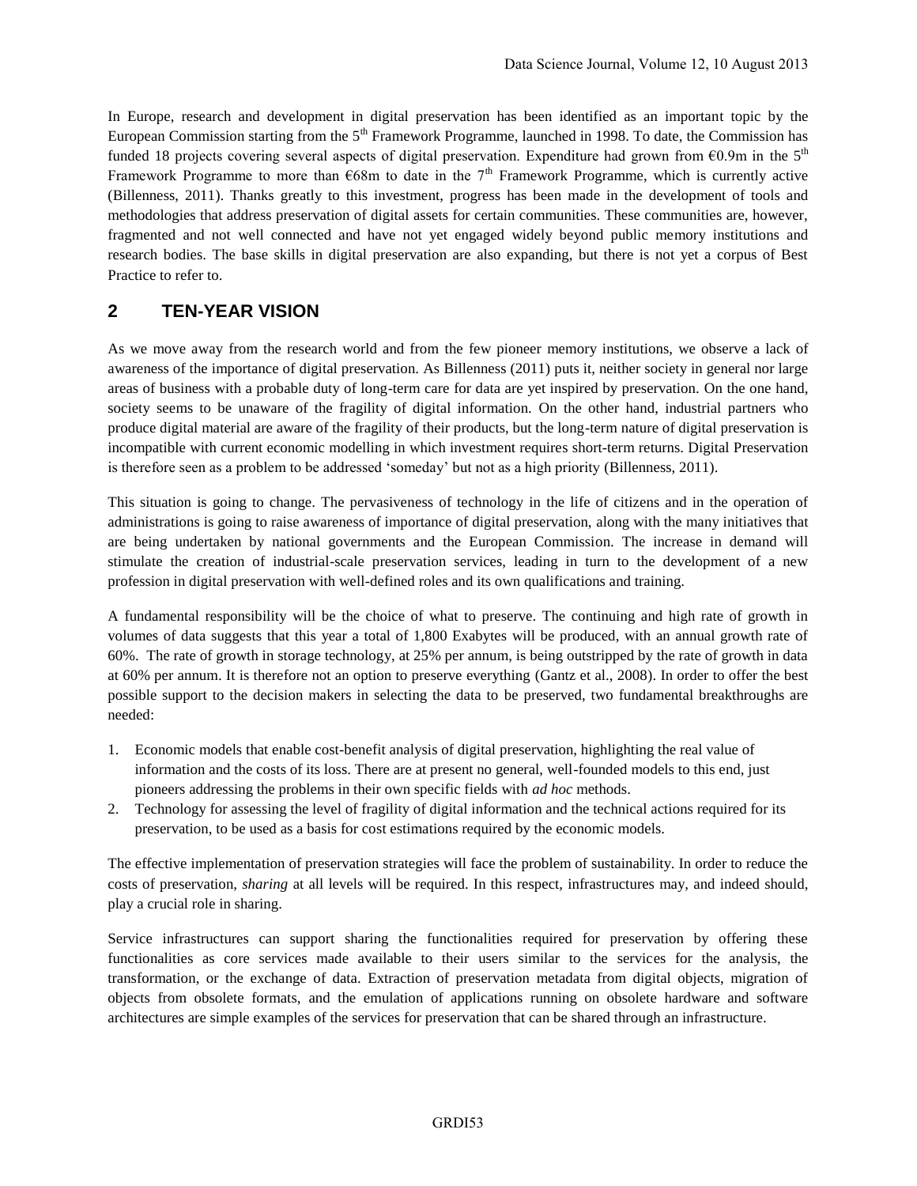In Europe, research and development in digital preservation has been identified as an important topic by the European Commission starting from the 5th Framework Programme, launched in 1998. To date, the Commission has funded 18 projects covering several aspects of digital preservation. Expenditure had grown from €0.9m in the 5th Framework Programme to more than €68m to date in the 7th Framework Programme, which is currently active (Billenness, 2011). Thanks greatly to this investment, progress has been made in the development of tools and methodologies that address preservation of digital assets for certain communities. These communities are, however, fragmented and not well connected and have not yet engaged widely beyond public memory institutions and research bodies. The base skills in digital preservation are also expanding, but there is not yet a corpus of Best Practice to refer to.

## 2 TEN-YEAR VISION

As we move away from the research world and from the few pioneer memory institutions, we observe a lack of awareness of the importance of digital preservation. As Billenness (2011) puts it, neither society in general nor large areas of business with a probable duty of long-term care for data are yet inspired by preservation. On the one hand, society seems to be unaware of the fragility of digital information. On the other hand, industrial partners who produce digital material are aware of the fragility of their products, but the long-term nature of digital preservation is incompatible with current economic modelling in which investment requires short-term returns. Digital Preservation is therefore seen as a problem to be addressed 'someday' but not as a high priority (Billenness, 2011).

This situation is going to change. The pervasiveness of technology in the life of citizens and in the operation of administrations is going to raise awareness of importance of digital preservation, along with the many initiatives that are being undertaken by national governments and the European Commission. The increase in demand will stimulate the creation of industrial-scale preservation services, leading in turn to the development of a new profession in digital preservation with well-defined roles and its own qualifications and training.

A fundamental responsibility will be the choice of what to preserve. The continuing and high rate of growth in volumes of data suggests that this year a total of 1,800 Exabytes will be produced, with an annual growth rate of 60%. The rate of growth in storage technology, at 25% per annum, is being outstripped by the rate of growth in data at 60% per annum. It is therefore not an option to preserve everything (Gantz et al., 2008). In order to offer the best possible support to the decision makers in selecting the data to be preserved, two fundamental breakthroughs are needed:

1. Economic models that enable cost-benefit analysis of digital preservation, highlighting the real value of information and the costs of its loss. There are at present no general, well-founded models to this end, just pioneers addressing the problems in their own specific fields with *ad hoc* methods.
2. Technology for assessing the level of fragility of digital information and the technical actions required for its preservation, to be used as a basis for cost estimations required by the economic models.

The effective implementation of preservation strategies will face the problem of sustainability. In order to reduce the costs of preservation, *sharing* at all levels will be required. In this respect, infrastructures may, and indeed should, play a crucial role in sharing.

Service infrastructures can support sharing the functionalities required for preservation by offering these functionalities as core services made available to their users similar to the services for the analysis, the transformation, or the exchange of data. Extraction of preservation metadata from digital objects, migration of objects from obsolete formats, and the emulation of applications running on obsolete hardware and software architectures are simple examples of the services for preservation that can be shared through an infrastructure.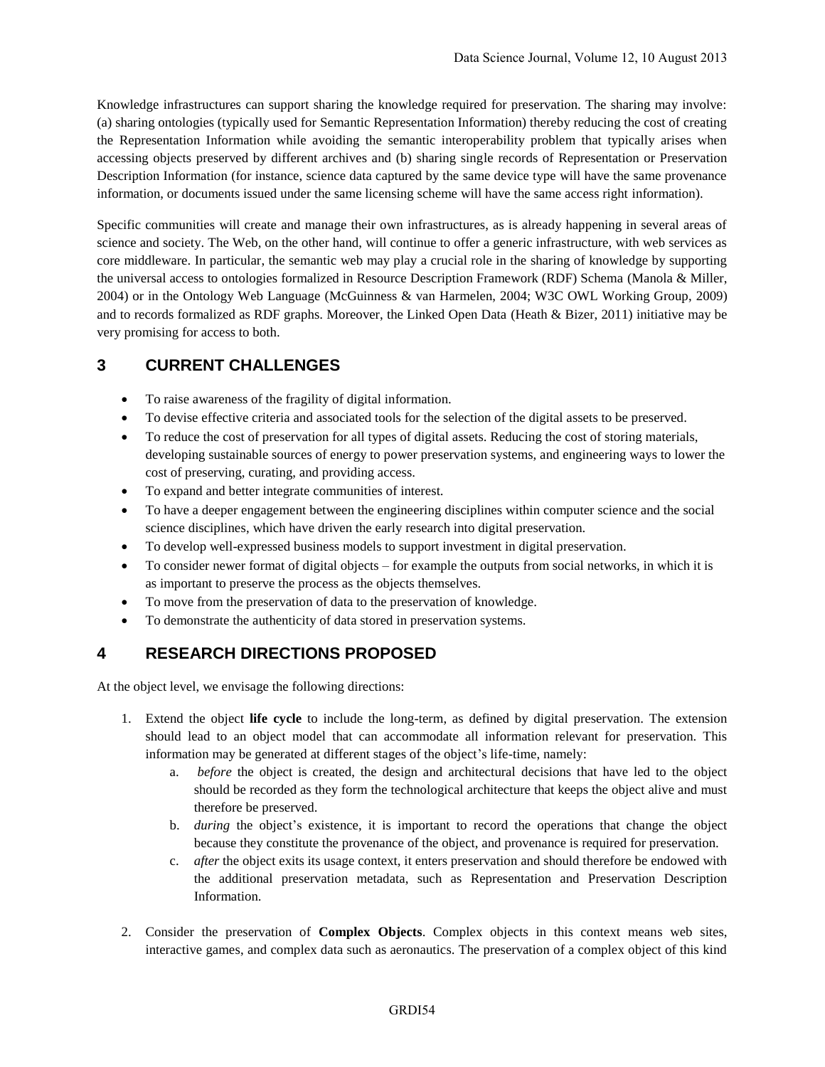Knowledge infrastructures can support sharing the knowledge required for preservation. The sharing may involve: (a) sharing ontologies (typically used for Semantic Representation Information) thereby reducing the cost of creating the Representation Information while avoiding the semantic interoperability problem that typically arises when accessing objects preserved by different archives and (b) sharing single records of Representation or Preservation Description Information (for instance, science data captured by the same device type will have the same provenance information, or documents issued under the same licensing scheme will have the same access right information).

Specific communities will create and manage their own infrastructures, as is already happening in several areas of science and society. The Web, on the other hand, will continue to offer a generic infrastructure, with web services as core middleware. In particular, the semantic web may play a crucial role in the sharing of knowledge by supporting the universal access to ontologies formalized in Resource Description Framework (RDF) Schema (Manola & Miller, 2004) or in the Ontology Web Language (McGuinness & van Harmelen, 2004; W3C OWL Working Group, 2009) and to records formalized as RDF graphs. Moreover, the Linked Open Data (Heath & Bizer, 2011) initiative may be very promising for access to both.

## 3 CURRENT CHALLENGES

- To raise awareness of the fragility of digital information.
- To devise effective criteria and associated tools for the selection of the digital assets to be preserved.
- To reduce the cost of preservation for all types of digital assets. Reducing the cost of storing materials, developing sustainable sources of energy to power preservation systems, and engineering ways to lower the cost of preserving, curating, and providing access.
- To expand and better integrate communities of interest.
- To have a deeper engagement between the engineering disciplines within computer science and the social science disciplines, which have driven the early research into digital preservation.
- To develop well-expressed business models to support investment in digital preservation.
- To consider newer format of digital objects – for example the outputs from social networks, in which it is as important to preserve the process as the objects themselves.
- To move from the preservation of data to the preservation of knowledge.
- To demonstrate the authenticity of data stored in preservation systems.

## 4 RESEARCH DIRECTIONS PROPOSED

At the object level, we envisage the following directions:

1. Extend the object **life cycle** to include the long-term, as defined by digital preservation. The extension should lead to an object model that can accommodate all information relevant for preservation. This information may be generated at different stages of the object's life-time, namely:
    a. *before* the object is created, the design and architectural decisions that have led to the object should be recorded as they form the technological architecture that keeps the object alive and must therefore be preserved.
    b. *during* the object's existence, it is important to record the operations that change the object because they constitute the provenance of the object, and provenance is required for preservation.
    c. *after* the object exits its usage context, it enters preservation and should therefore be endowed with the additional preservation metadata, such as Representation and Preservation Description Information.

2. Consider the preservation of **Complex Objects**. Complex objects in this context means web sites, interactive games, and complex data such as aeronautics. The preservation of a complex object of this kind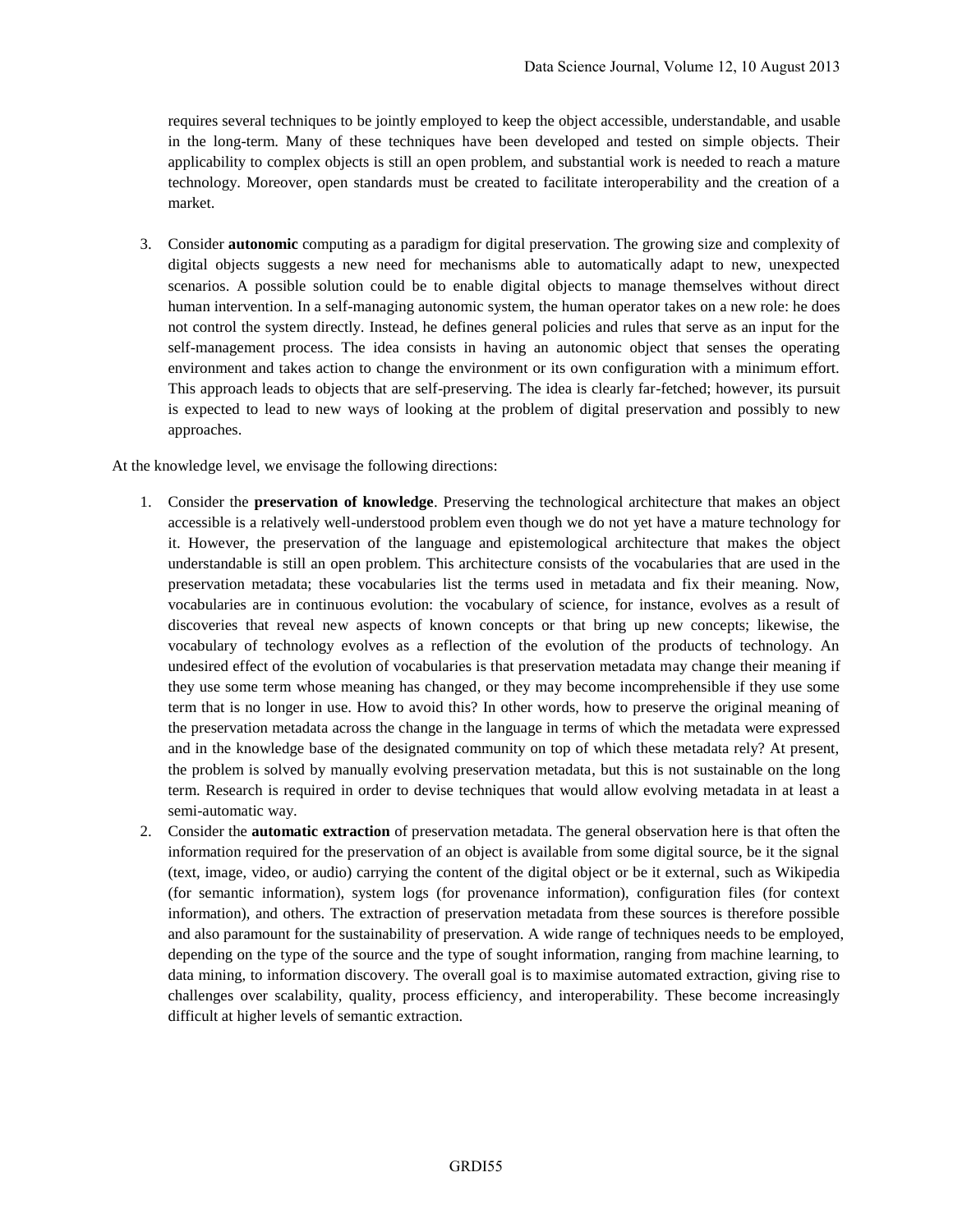requires several techniques to be jointly employed to keep the object accessible, understandable, and usable in the long-term. Many of these techniques have been developed and tested on simple objects. Their applicability to complex objects is still an open problem, and substantial work is needed to reach a mature technology. Moreover, open standards must be created to facilitate interoperability and the creation of a market.

3. Consider **autonomic** computing as a paradigm for digital preservation. The growing size and complexity of digital objects suggests a new need for mechanisms able to automatically adapt to new, unexpected scenarios. A possible solution could be to enable digital objects to manage themselves without direct human intervention. In a self-managing autonomic system, the human operator takes on a new role: he does not control the system directly. Instead, he defines general policies and rules that serve as an input for the self-management process. The idea consists in having an autonomic object that senses the operating environment and takes action to change the environment or its own configuration with a minimum effort. This approach leads to objects that are self-preserving. The idea is clearly far-fetched; however, its pursuit is expected to lead to new ways of looking at the problem of digital preservation and possibly to new approaches.

At the knowledge level, we envisage the following directions:

1. Consider the **preservation of knowledge**. Preserving the technological architecture that makes an object accessible is a relatively well-understood problem even though we do not yet have a mature technology for it. However, the preservation of the language and epistemological architecture that makes the object understandable is still an open problem. This architecture consists of the vocabularies that are used in the preservation metadata; these vocabularies list the terms used in metadata and fix their meaning. Now, vocabularies are in continuous evolution: the vocabulary of science, for instance, evolves as a result of discoveries that reveal new aspects of known concepts or that bring up new concepts; likewise, the vocabulary of technology evolves as a reflection of the evolution of the products of technology. An undesired effect of the evolution of vocabularies is that preservation metadata may change their meaning if they use some term whose meaning has changed, or they may become incomprehensible if they use some term that is no longer in use. How to avoid this? In other words, how to preserve the original meaning of the preservation metadata across the change in the language in terms of which the metadata were expressed and in the knowledge base of the designated community on top of which these metadata rely? At present, the problem is solved by manually evolving preservation metadata, but this is not sustainable on the long term. Research is required in order to devise techniques that would allow evolving metadata in at least a semi-automatic way.
2. Consider the **automatic extraction** of preservation metadata. The general observation here is that often the information required for the preservation of an object is available from some digital source, be it the signal (text, image, video, or audio) carrying the content of the digital object or be it external, such as Wikipedia (for semantic information), system logs (for provenance information), configuration files (for context information), and others. The extraction of preservation metadata from these sources is therefore possible and also paramount for the sustainability of preservation. A wide range of techniques needs to be employed, depending on the type of the source and the type of sought information, ranging from machine learning, to data mining, to information discovery. The overall goal is to maximise automated extraction, giving rise to challenges over scalability, quality, process efficiency, and interoperability. These become increasingly difficult at higher levels of semantic extraction.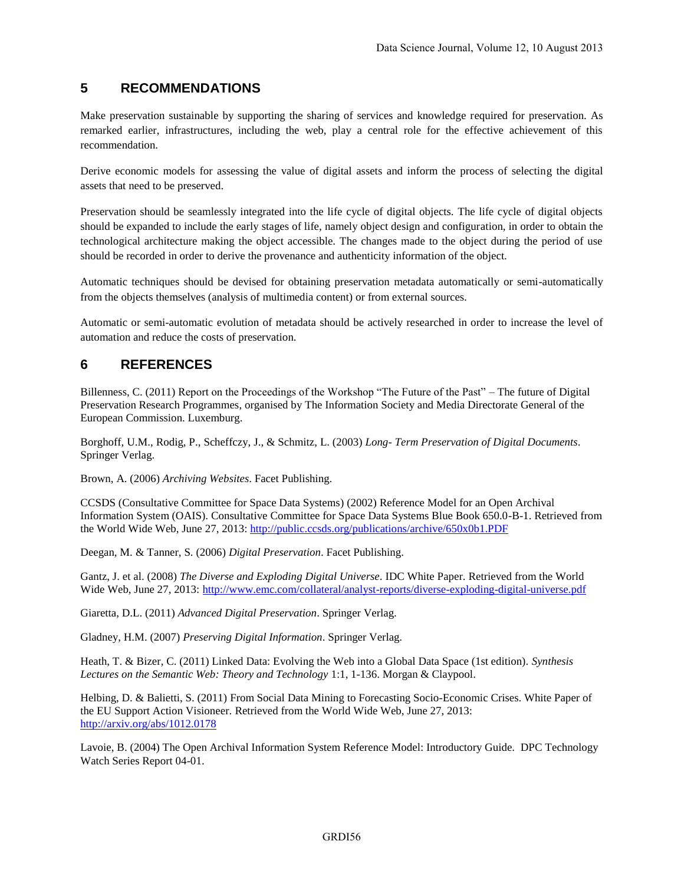## 5 RECOMMENDATIONS

Make preservation sustainable by supporting the sharing of services and knowledge required for preservation. As remarked earlier, infrastructures, including the web, play a central role for the effective achievement of this recommendation.

Derive economic models for assessing the value of digital assets and inform the process of selecting the digital assets that need to be preserved.

Preservation should be seamlessly integrated into the life cycle of digital objects. The life cycle of digital objects should be expanded to include the early stages of life, namely object design and configuration, in order to obtain the technological architecture making the object accessible. The changes made to the object during the period of use should be recorded in order to derive the provenance and authenticity information of the object.

Automatic techniques should be devised for obtaining preservation metadata automatically or semi-automatically from the objects themselves (analysis of multimedia content) or from external sources.

Automatic or semi-automatic evolution of metadata should be actively researched in order to increase the level of automation and reduce the costs of preservation.

## 6 REFERENCES

Billenness, C. (2011) Report on the Proceedings of the Workshop "The Future of the Past" – The future of Digital Preservation Research Programmes, organised by The Information Society and Media Directorate General of the European Commission. Luxemburg.

Borghoff, U.M., Rodig, P., Scheffczy, J., & Schmitz, L. (2003) *Long- Term Preservation of Digital Documents*. Springer Verlag.

Brown, A. (2006) *Archiving Websites*. Facet Publishing.

CCSDS (Consultative Committee for Space Data Systems) (2002) Reference Model for an Open Archival Information System (OAIS). Consultative Committee for Space Data Systems Blue Book 650.0-B-1. Retrieved from the World Wide Web, June 27, 2013: http://public.ccsds.org/publications/archive/650x0b1.PDF

Deegan, M. & Tanner, S. (2006) *Digital Preservation*. Facet Publishing.

Gantz, J. et al. (2008) *The Diverse and Exploding Digital Universe*. IDC White Paper. Retrieved from the World Wide Web, June 27, 2013: http://www.emc.com/collateral/analyst-reports/diverse-exploding-digital-universe.pdf

Giaretta, D.L. (2011) *Advanced Digital Preservation*. Springer Verlag.

Gladney, H.M. (2007) *Preserving Digital Information*. Springer Verlag.

Heath, T. & Bizer, C. (2011) Linked Data: Evolving the Web into a Global Data Space (1st edition). *Synthesis Lectures on the Semantic Web: Theory and Technology* 1:1, 1-136. Morgan & Claypool.

Helbing, D. & Balietti, S. (2011) From Social Data Mining to Forecasting Socio-Economic Crises. White Paper of the EU Support Action Visioneer. Retrieved from the World Wide Web, June 27, 2013: http://arxiv.org/abs/1012.0178

Lavoie, B. (2004) The Open Archival Information System Reference Model: Introductory Guide. DPC Technology Watch Series Report 04-01.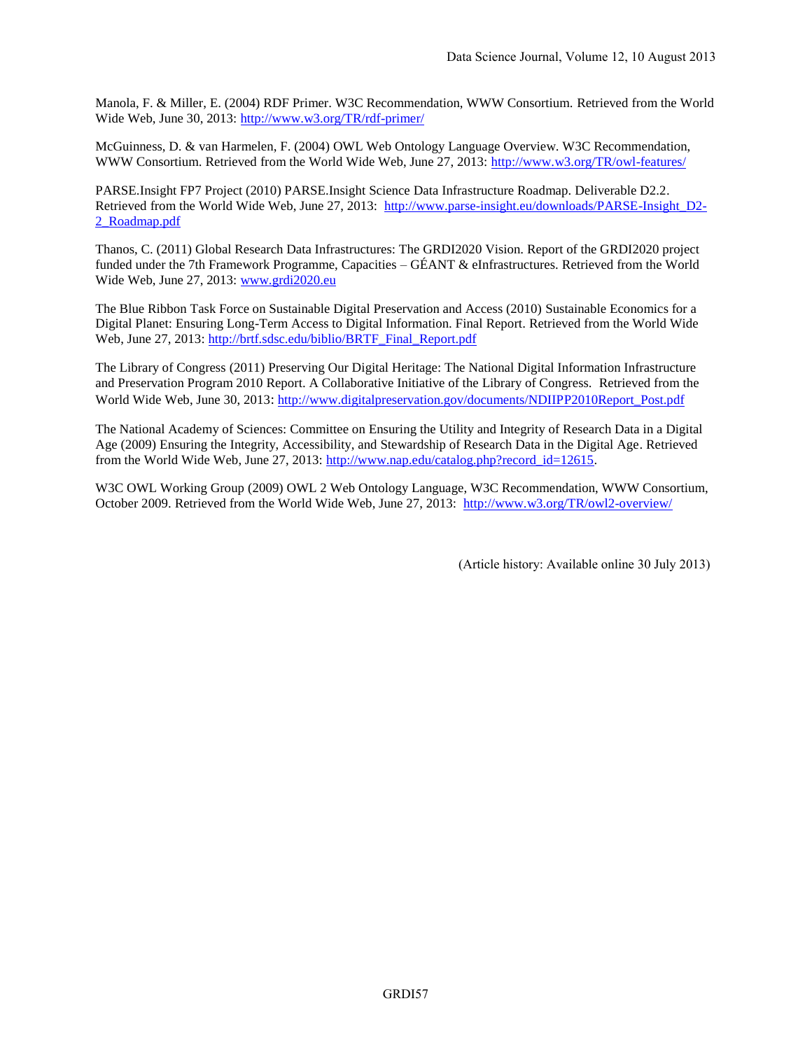Manola, F. & Miller, E. (2004) RDF Primer. W3C Recommendation, WWW Consortium. Retrieved from the World Wide Web, June 30, 2013: http://www.w3.org/TR/rdf-primer/

McGuinness, D. & van Harmelen, F. (2004) OWL Web Ontology Language Overview. W3C Recommendation, WWW Consortium. Retrieved from the World Wide Web, June 27, 2013: http://www.w3.org/TR/owl-features/

PARSE.Insight FP7 Project (2010) PARSE.Insight Science Data Infrastructure Roadmap. Deliverable D2.2. Retrieved from the World Wide Web, June 27, 2013: http://www.parse-insight.eu/downloads/PARSE-Insight_D2-2_Roadmap.pdf

Thanos, C. (2011) Global Research Data Infrastructures: The GRDI2020 Vision. Report of the GRDI2020 project funded under the 7th Framework Programme, Capacities – GÉANT & eInfrastructures. Retrieved from the World Wide Web, June 27, 2013: www.grdi2020.eu

The Blue Ribbon Task Force on Sustainable Digital Preservation and Access (2010) Sustainable Economics for a Digital Planet: Ensuring Long-Term Access to Digital Information. Final Report. Retrieved from the World Wide Web, June 27, 2013: http://brtf.sdsc.edu/biblio/BRTF_Final_Report.pdf

The Library of Congress (2011) Preserving Our Digital Heritage: The National Digital Information Infrastructure and Preservation Program 2010 Report. A Collaborative Initiative of the Library of Congress. Retrieved from the World Wide Web, June 30, 2013: http://www.digitalpreservation.gov/documents/NDIIPP2010Report_Post.pdf

The National Academy of Sciences: Committee on Ensuring the Utility and Integrity of Research Data in a Digital Age (2009) Ensuring the Integrity, Accessibility, and Stewardship of Research Data in the Digital Age. Retrieved from the World Wide Web, June 27, 2013: http://www.nap.edu/catalog.php?record_id=12615.

W3C OWL Working Group (2009) OWL 2 Web Ontology Language, W3C Recommendation, WWW Consortium, October 2009. Retrieved from the World Wide Web, June 27, 2013: http://www.w3.org/TR/owl2-overview/

(Article history: Available online 30 July 2013)